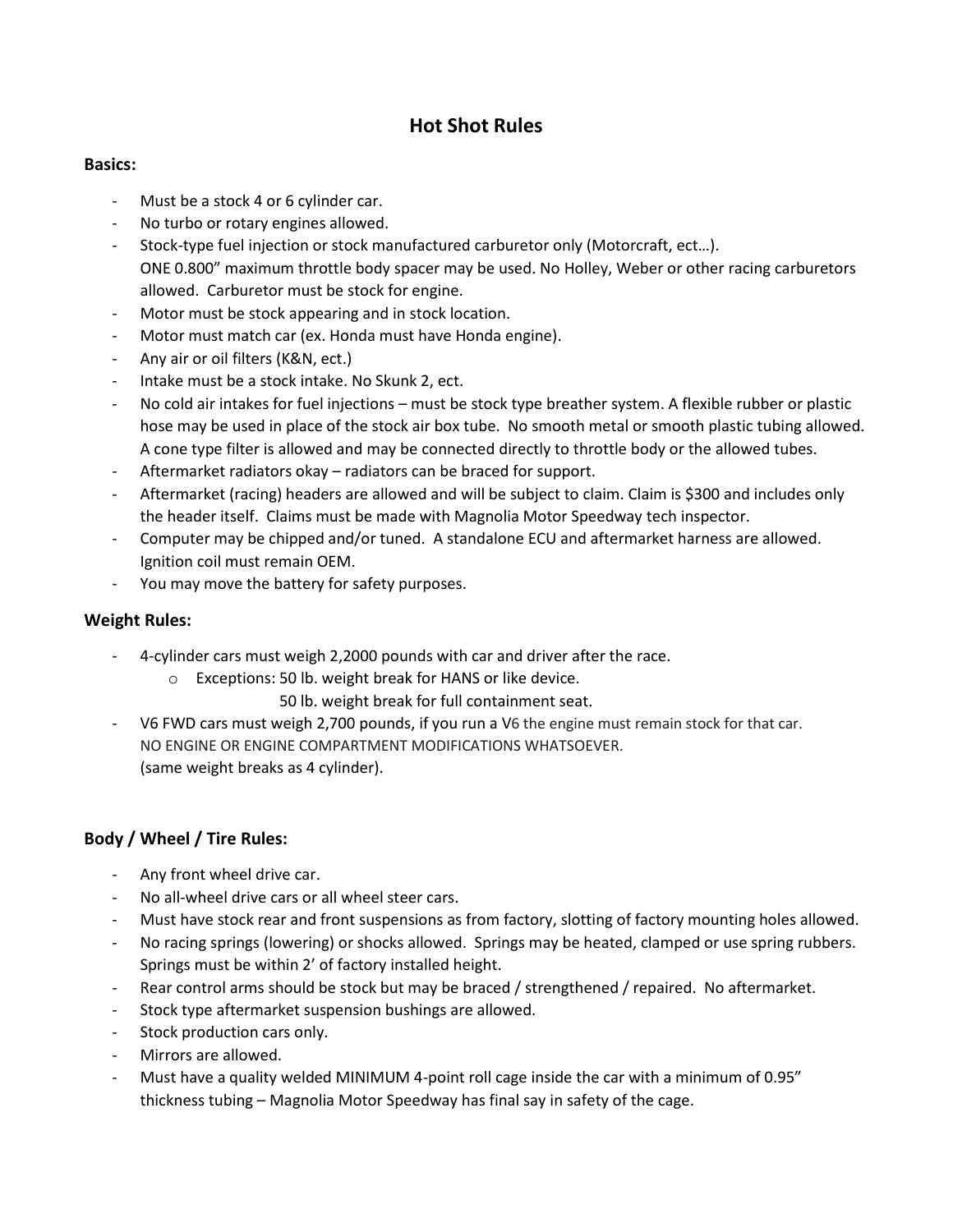# Hot Shot Rules

## Basics:

- Must be a stock 4 or 6 cylinder car.
- No turbo or rotary engines allowed.
- Stock-type fuel injection or stock manufactured carburetor only (Motorcraft, ect…).
  ONE 0.800" maximum throttle body spacer may be used. No Holley, Weber or other racing carburetors allowed. Carburetor must be stock for engine.
- Motor must be stock appearing and in stock location.
- Motor must match car (ex. Honda must have Honda engine).
- Any air or oil filters (K&N, ect.)
- Intake must be a stock intake. No Skunk 2, ect.
- No cold air intakes for fuel injections – must be stock type breather system. A flexible rubber or plastic hose may be used in place of the stock air box tube. No smooth metal or smooth plastic tubing allowed. A cone type filter is allowed and may be connected directly to throttle body or the allowed tubes.
- Aftermarket radiators okay – radiators can be braced for support.
- Aftermarket (racing) headers are allowed and will be subject to claim. Claim is $300 and includes only the header itself. Claims must be made with Magnolia Motor Speedway tech inspector.
- Computer may be chipped and/or tuned. A standalone ECU and aftermarket harness are allowed. Ignition coil must remain OEM.
- You may move the battery for safety purposes.

## Weight Rules:

- 4-cylinder cars must weigh 2,2000 pounds with car and driver after the race.
  - Exceptions: 50 lb. weight break for HANS or like device.
    50 lb. weight break for full containment seat.
- V6 FWD cars must weigh 2,700 pounds, if you run a V6 the engine must remain stock for that car.
  NO ENGINE OR ENGINE COMPARTMENT MODIFICATIONS WHATSOEVER.
  (same weight breaks as 4 cylinder).

## Body / Wheel / Tire Rules:

- Any front wheel drive car.
- No all-wheel drive cars or all wheel steer cars.
- Must have stock rear and front suspensions as from factory, slotting of factory mounting holes allowed.
- No racing springs (lowering) or shocks allowed. Springs may be heated, clamped or use spring rubbers. Springs must be within 2' of factory installed height.
- Rear control arms should be stock but may be braced / strengthened / repaired. No aftermarket.
- Stock type aftermarket suspension bushings are allowed.
- Stock production cars only.
- Mirrors are allowed.
- Must have a quality welded MINIMUM 4-point roll cage inside the car with a minimum of 0.95" thickness tubing – Magnolia Motor Speedway has final say in safety of the cage.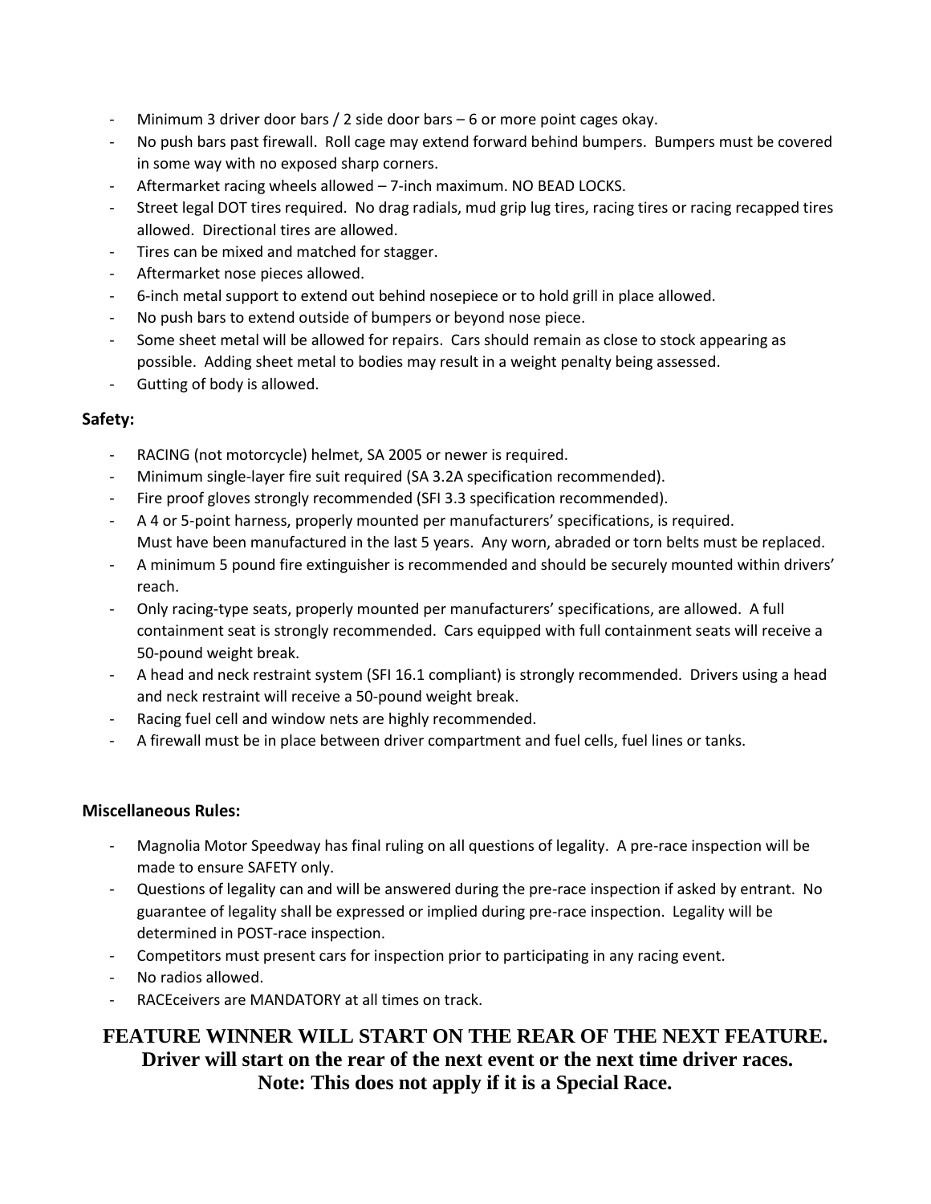- Minimum 3 driver door bars / 2 side door bars – 6 or more point cages okay.
- No push bars past firewall. Roll cage may extend forward behind bumpers. Bumpers must be covered in some way with no exposed sharp corners.
- Aftermarket racing wheels allowed – 7-inch maximum. NO BEAD LOCKS.
- Street legal DOT tires required. No drag radials, mud grip lug tires, racing tires or racing recapped tires allowed. Directional tires are allowed.
- Tires can be mixed and matched for stagger.
- Aftermarket nose pieces allowed.
- 6-inch metal support to extend out behind nosepiece or to hold grill in place allowed.
- No push bars to extend outside of bumpers or beyond nose piece.
- Some sheet metal will be allowed for repairs. Cars should remain as close to stock appearing as possible. Adding sheet metal to bodies may result in a weight penalty being assessed.
- Gutting of body is allowed.

**Safety:**

- RACING (not motorcycle) helmet, SA 2005 or newer is required.
- Minimum single-layer fire suit required (SA 3.2A specification recommended).
- Fire proof gloves strongly recommended (SFI 3.3 specification recommended).
- A 4 or 5-point harness, properly mounted per manufacturers' specifications, is required. Must have been manufactured in the last 5 years. Any worn, abraded or torn belts must be replaced.
- A minimum 5 pound fire extinguisher is recommended and should be securely mounted within drivers' reach.
- Only racing-type seats, properly mounted per manufacturers' specifications, are allowed. A full containment seat is strongly recommended. Cars equipped with full containment seats will receive a 50-pound weight break.
- A head and neck restraint system (SFI 16.1 compliant) is strongly recommended. Drivers using a head and neck restraint will receive a 50-pound weight break.
- Racing fuel cell and window nets are highly recommended.
- A firewall must be in place between driver compartment and fuel cells, fuel lines or tanks.

**Miscellaneous Rules:**

- Magnolia Motor Speedway has final ruling on all questions of legality. A pre-race inspection will be made to ensure SAFETY only.
- Questions of legality can and will be answered during the pre-race inspection if asked by entrant. No guarantee of legality shall be expressed or implied during pre-race inspection. Legality will be determined in POST-race inspection.
- Competitors must present cars for inspection prior to participating in any racing event.
- No radios allowed.
- RACEceivers are MANDATORY at all times on track.

**FEATURE WINNER WILL START ON THE REAR OF THE NEXT FEATURE.**
**Driver will start on the rear of the next event or the next time driver races.**
**Note: This does not apply if it is a Special Race.**